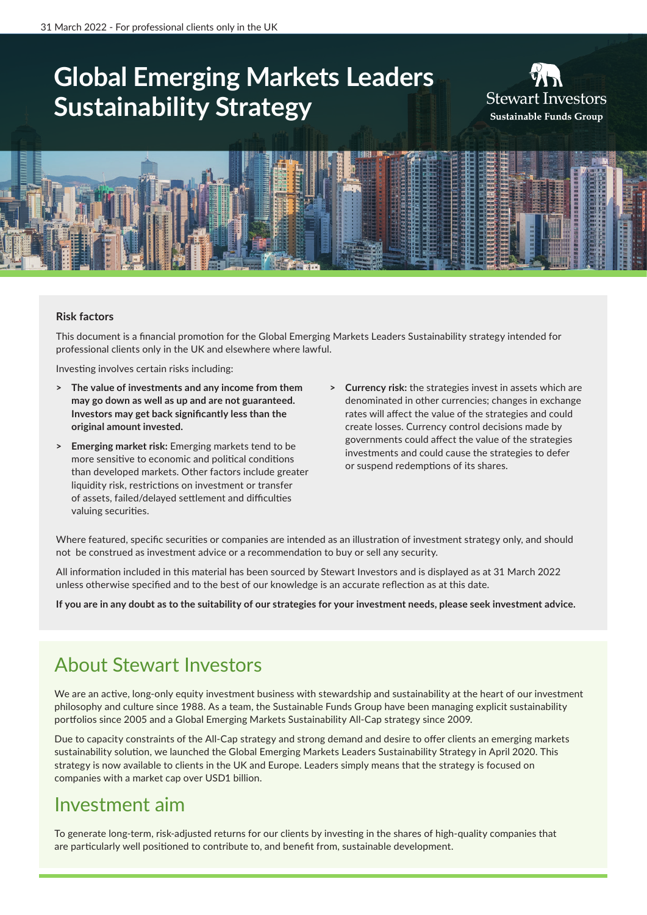31 March 2022 - For professional clients only in the UK

# Global Emerging Markets Leaders Sustainability Strategy

Stewart Investors
Sustainable Funds Group

### Risk factors

This document is a financial promotion for the Global Emerging Markets Leaders Sustainability strategy intended for professional clients only in the UK and elsewhere where lawful.

Investing involves certain risks including:

- **The value of investments and any income from them may go down as well as up and are not guaranteed. Investors may get back significantly less than the original amount invested.**
- **Emerging market risk:** Emerging markets tend to be more sensitive to economic and political conditions than developed markets. Other factors include greater liquidity risk, restrictions on investment or transfer of assets, failed/delayed settlement and difficulties valuing securities.
- **Currency risk:** the strategies invest in assets which are denominated in other currencies; changes in exchange rates will affect the value of the strategies and could create losses. Currency control decisions made by governments could affect the value of the strategies investments and could cause the strategies to defer or suspend redemptions of its shares.

Where featured, specific securities or companies are intended as an illustration of investment strategy only, and should not be construed as investment advice or a recommendation to buy or sell any security.

All information included in this material has been sourced by Stewart Investors and is displayed as at 31 March 2022 unless otherwise specified and to the best of our knowledge is an accurate reflection as at this date.

**If you are in any doubt as to the suitability of our strategies for your investment needs, please seek investment advice.**

## About Stewart Investors

We are an active, long-only equity investment business with stewardship and sustainability at the heart of our investment philosophy and culture since 1988. As a team, the Sustainable Funds Group have been managing explicit sustainability portfolios since 2005 and a Global Emerging Markets Sustainability All-Cap strategy since 2009.

Due to capacity constraints of the All-Cap strategy and strong demand and desire to offer clients an emerging markets sustainability solution, we launched the Global Emerging Markets Leaders Sustainability Strategy in April 2020. This strategy is now available to clients in the UK and Europe. Leaders simply means that the strategy is focused on companies with a market cap over USD1 billion.

## Investment aim

To generate long-term, risk-adjusted returns for our clients by investing in the shares of high-quality companies that are particularly well positioned to contribute to, and benefit from, sustainable development.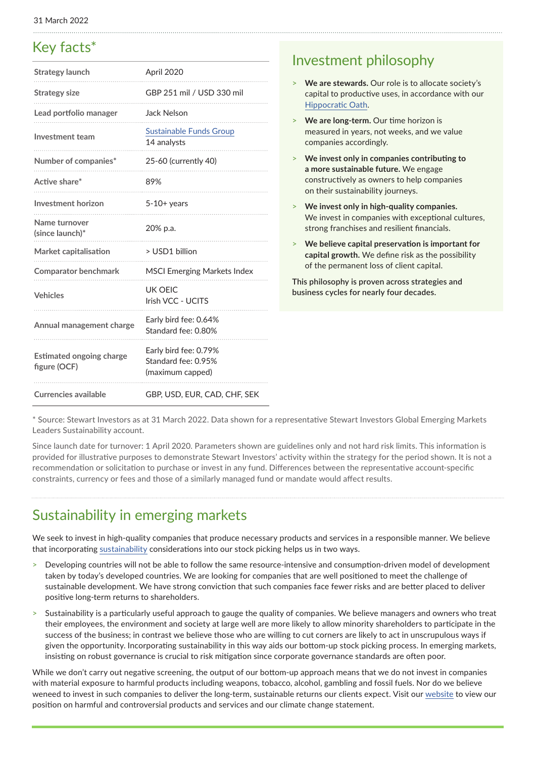31 March 2022

## Key facts*

| | |
|---|---|
| Strategy launch | April 2020 |
| Strategy size | GBP 251 mil / USD 330 mil |
| Lead portfolio manager | Jack Nelson |
| Investment team | Sustainable Funds Group<br>14 analysts |
| Number of companies* | 25-60 (currently 40) |
| Active share* | 89% |
| Investment horizon | 5-10+ years |
| Name turnover (since launch)* | 20% p.a. |
| Market capitalisation | > USD1 billion |
| Comparator benchmark | MSCI Emerging Markets Index |
| Vehicles | UK OEIC<br>Irish VCC - UCITS |
| Annual management charge | Early bird fee: 0.64%<br>Standard fee: 0.80% |
| Estimated ongoing charge figure (OCF) | Early bird fee: 0.79%<br>Standard fee: 0.95%<br>(maximum capped) |
| Currencies available | GBP, USD, EUR, CAD, CHF, SEK |

## Investment philosophy

> **We are stewards.** Our role is to allocate society's capital to productive uses, in accordance with our Hippocratic Oath.

> **We are long-term.** Our time horizon is measured in years, not weeks, and we value companies accordingly.

> **We invest only in companies contributing to a more sustainable future.** We engage constructively as owners to help companies on their sustainability journeys.

> **We invest only in high-quality companies.** We invest in companies with exceptional cultures, strong franchises and resilient financials.

> **We believe capital preservation is important for capital growth.** We define risk as the possibility of the permanent loss of client capital.

This philosophy is proven across strategies and business cycles for nearly four decades.

* Source: Stewart Investors as at 31 March 2022. Data shown for a representative Stewart Investors Global Emerging Markets Leaders Sustainability account.

Since launch date for turnover: 1 April 2020. Parameters shown are guidelines only and not hard risk limits. This information is provided for illustrative purposes to demonstrate Stewart Investors' activity within the strategy for the period shown. It is not a recommendation or solicitation to purchase or invest in any fund. Differences between the representative account-specific constraints, currency or fees and those of a similarly managed fund or mandate would affect results.

## Sustainability in emerging markets

We seek to invest in high-quality companies that produce necessary products and services in a responsible manner. We believe that incorporating sustainability considerations into our stock picking helps us in two ways.

> Developing countries will not be able to follow the same resource-intensive and consumption-driven model of development taken by today's developed countries. We are looking for companies that are well positioned to meet the challenge of sustainable development. We have strong conviction that such companies face fewer risks and are better placed to deliver positive long-term returns to shareholders.

> Sustainability is a particularly useful approach to gauge the quality of companies. We believe managers and owners who treat their employees, the environment and society at large well are more likely to allow minority shareholders to participate in the success of the business; in contrast we believe those who are willing to cut corners are likely to act in unscrupulous ways if given the opportunity. Incorporating sustainability in this way aids our bottom-up stock picking process. In emerging markets, insisting on robust governance is crucial to risk mitigation since corporate governance standards are often poor.

While we don't carry out negative screening, the output of our bottom-up approach means that we do not invest in companies with material exposure to harmful products including weapons, tobacco, alcohol, gambling and fossil fuels. Nor do we believe weneed to invest in such companies to deliver the long-term, sustainable returns our clients expect. Visit our website to view our position on harmful and controversial products and services and our climate change statement.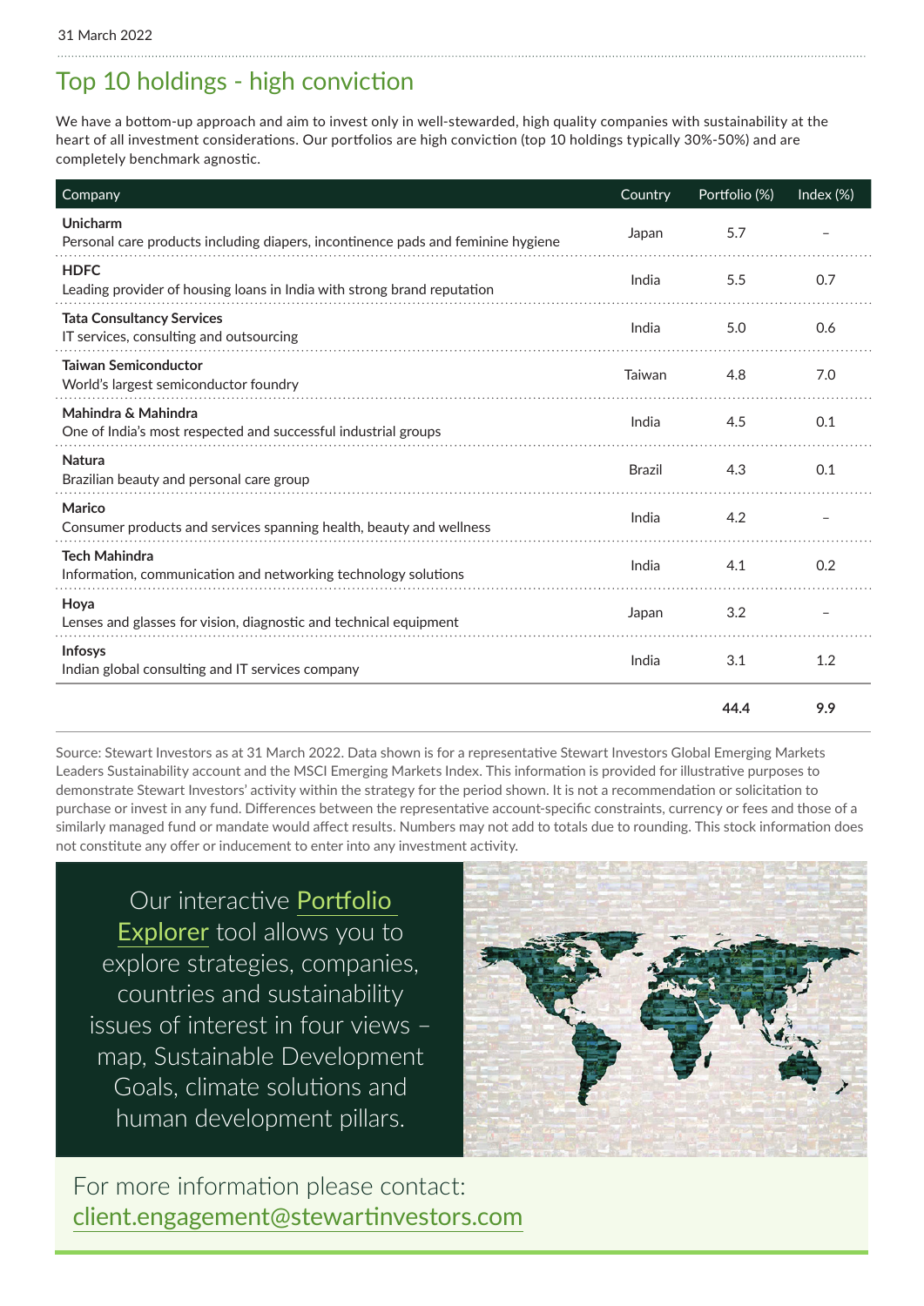31 March 2022

## Top 10 holdings - high conviction

We have a bottom-up approach and aim to invest only in well-stewarded, high quality companies with sustainability at the heart of all investment considerations. Our portfolios are high conviction (top 10 holdings typically 30%-50%) and are completely benchmark agnostic.

| Company | Country | Portfolio (%) | Index (%) |
|---|---|---|---|
| **Unicharm**<br>Personal care products including diapers, incontinence pads and feminine hygiene | Japan | 5.7 | – |
| **HDFC**<br>Leading provider of housing loans in India with strong brand reputation | India | 5.5 | 0.7 |
| **Tata Consultancy Services**<br>IT services, consulting and outsourcing | India | 5.0 | 0.6 |
| **Taiwan Semiconductor**<br>World's largest semiconductor foundry | Taiwan | 4.8 | 7.0 |
| **Mahindra & Mahindra**<br>One of India's most respected and successful industrial groups | India | 4.5 | 0.1 |
| **Natura**<br>Brazilian beauty and personal care group | Brazil | 4.3 | 0.1 |
| **Marico**<br>Consumer products and services spanning health, beauty and wellness | India | 4.2 | – |
| **Tech Mahindra**<br>Information, communication and networking technology solutions | India | 4.1 | 0.2 |
| **Hoya**<br>Lenses and glasses for vision, diagnostic and technical equipment | Japan | 3.2 | – |
| **Infosys**<br>Indian global consulting and IT services company | India | 3.1 | 1.2 |
| | | **44.4** | **9.9** |

Source: Stewart Investors as at 31 March 2022. Data shown is for a representative Stewart Investors Global Emerging Markets Leaders Sustainability account and the MSCI Emerging Markets Index. This information is provided for illustrative purposes to demonstrate Stewart Investors' activity within the strategy for the period shown. It is not a recommendation or solicitation to purchase or invest in any fund. Differences between the representative account-specific constraints, currency or fees and those of a similarly managed fund or mandate would affect results. Numbers may not add to totals due to rounding. This stock information does not constitute any offer or inducement to enter into any investment activity.

Our interactive Portfolio Explorer tool allows you to explore strategies, companies, countries and sustainability issues of interest in four views – map, Sustainable Development Goals, climate solutions and human development pillars.

For more information please contact:
client.engagement@stewartinvestors.com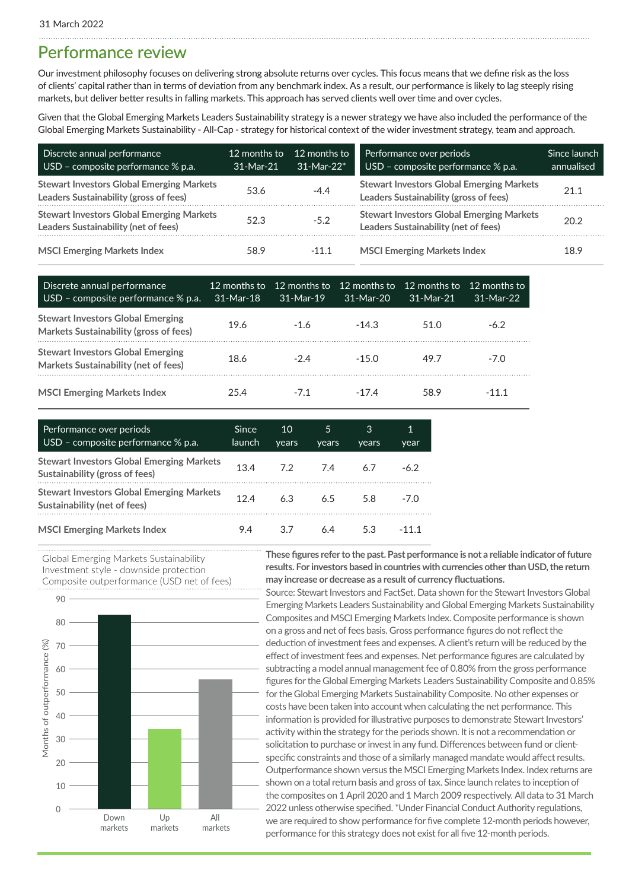31 March 2022

## Performance review

Our investment philosophy focuses on delivering strong absolute returns over cycles. This focus means that we define risk as the loss of clients' capital rather than in terms of deviation from any benchmark index. As a result, our performance is likely to lag steeply rising markets, but deliver better results in falling markets. This approach has served clients well over time and over cycles.

Given that the Global Emerging Markets Leaders Sustainability strategy is a newer strategy we have also included the performance of the Global Emerging Markets Sustainability - All-Cap - strategy for historical context of the wider investment strategy, team and approach.

| Discrete annual performance USD – composite performance % p.a. | 12 months to 31-Mar-21 | 12 months to 31-Mar-22* |
|---|---|---|
| **Stewart Investors Global Emerging Markets Leaders Sustainability (gross of fees)** | 53.6 | -4.4 |
| **Stewart Investors Global Emerging Markets Leaders Sustainability (net of fees)** | 52.3 | -5.2 |
| **MSCI Emerging Markets Index** | 58.9 | -11.1 |

| Performance over periods USD – composite performance % p.a. | Since launch annualised |
|---|---|
| **Stewart Investors Global Emerging Markets Leaders Sustainability (gross of fees)** | 21.1 |
| **Stewart Investors Global Emerging Markets Leaders Sustainability (net of fees)** | 20.2 |
| **MSCI Emerging Markets Index** | 18.9 |

| Discrete annual performance USD – composite performance % p.a. | 12 months to 31-Mar-18 | 12 months to 31-Mar-19 | 12 months to 31-Mar-20 | 12 months to 31-Mar-21 | 12 months to 31-Mar-22 |
|---|---|---|---|---|---|
| **Stewart Investors Global Emerging Markets Sustainability (gross of fees)** | 19.6 | -1.6 | -14.3 | 51.0 | -6.2 |
| **Stewart Investors Global Emerging Markets Sustainability (net of fees)** | 18.6 | -2.4 | -15.0 | 49.7 | -7.0 |
| **MSCI Emerging Markets Index** | 25.4 | -7.1 | -17.4 | 58.9 | -11.1 |

| Performance over periods USD – composite performance % p.a. | Since launch | 10 years | 5 years | 3 years | 1 year |
|---|---|---|---|---|---|
| **Stewart Investors Global Emerging Markets Sustainability (gross of fees)** | 13.4 | 7.2 | 7.4 | 6.7 | -6.2 |
| **Stewart Investors Global Emerging Markets Sustainability (net of fees)** | 12.4 | 6.3 | 6.5 | 5.8 | -7.0 |
| **MSCI Emerging Markets Index** | 9.4 | 3.7 | 6.4 | 5.3 | -11.1 |

Global Emerging Markets Sustainability
Investment style - downside protection
Composite outperformance (USD net of fees)

Months of outperformance (%)
90
80
70
60
50
40
30
20
10
0
Down markets
Up markets
All markets

**These figures refer to the past. Past performance is not a reliable indicator of future results. For investors based in countries with currencies other than USD, the return may increase or decrease as a result of currency fluctuations.**

Source: Stewart Investors and FactSet. Data shown for the Stewart Investors Global Emerging Markets Leaders Sustainability and Global Emerging Markets Sustainability Composites and MSCI Emerging Markets Index. Composite performance is shown on a gross and net of fees basis. Gross performance figures do not reflect the deduction of investment fees and expenses. A client's return will be reduced by the effect of investment fees and expenses. Net performance figures are calculated by subtracting a model annual management fee of 0.80% from the gross performance figures for the Global Emerging Markets Leaders Sustainability Composite and 0.85% for the Global Emerging Markets Sustainability Composite. No other expenses or costs have been taken into account when calculating the net performance. This information is provided for illustrative purposes to demonstrate Stewart Investors' activity within the strategy for the periods shown. It is not a recommendation or solicitation to purchase or invest in any fund. Differences between fund or client-specific constraints and those of a similarly managed mandate would affect results. Outperformance shown versus the MSCI Emerging Markets Index. Index returns are shown on a total return basis and gross of tax. Since launch relates to inception of the composites on 1 April 2020 and 1 March 2009 respectively. All data to 31 March 2022 unless otherwise specified. *Under Financial Conduct Authority regulations, we are required to show performance for five complete 12-month periods however, performance for this strategy does not exist for all five 12-month periods.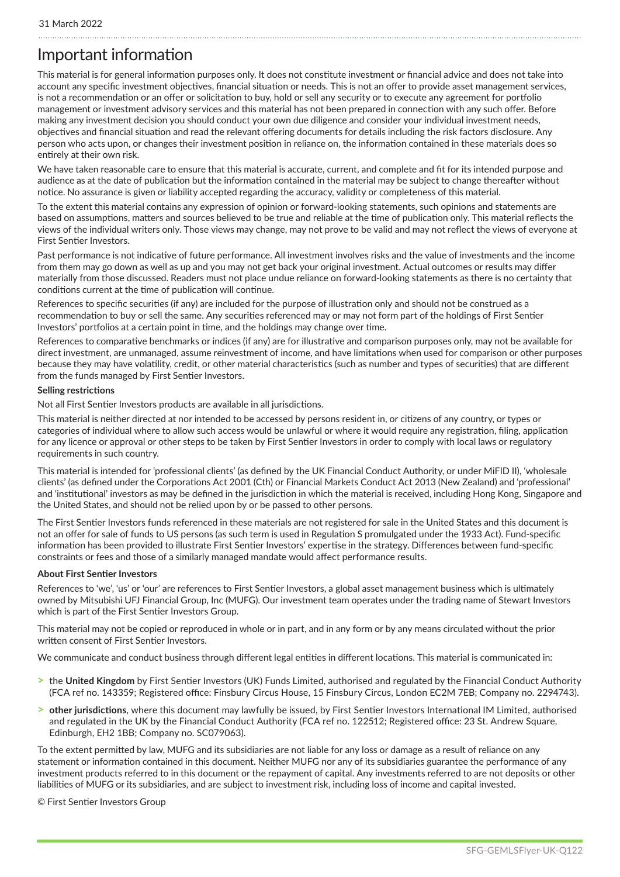# Important information

This material is for general information purposes only. It does not constitute investment or financial advice and does not take into account any specific investment objectives, financial situation or needs. This is not an offer to provide asset management services, is not a recommendation or an offer or solicitation to buy, hold or sell any security or to execute any agreement for portfolio management or investment advisory services and this material has not been prepared in connection with any such offer. Before making any investment decision you should conduct your own due diligence and consider your individual investment needs, objectives and financial situation and read the relevant offering documents for details including the risk factors disclosure. Any person who acts upon, or changes their investment position in reliance on, the information contained in these materials does so entirely at their own risk.

We have taken reasonable care to ensure that this material is accurate, current, and complete and fit for its intended purpose and audience as at the date of publication but the information contained in the material may be subject to change thereafter without notice. No assurance is given or liability accepted regarding the accuracy, validity or completeness of this material.

To the extent this material contains any expression of opinion or forward-looking statements, such opinions and statements are based on assumptions, matters and sources believed to be true and reliable at the time of publication only. This material reflects the views of the individual writers only. Those views may change, may not prove to be valid and may not reflect the views of everyone at First Sentier Investors.

Past performance is not indicative of future performance. All investment involves risks and the value of investments and the income from them may go down as well as up and you may not get back your original investment. Actual outcomes or results may differ materially from those discussed. Readers must not place undue reliance on forward-looking statements as there is no certainty that conditions current at the time of publication will continue.

References to specific securities (if any) are included for the purpose of illustration only and should not be construed as a recommendation to buy or sell the same. Any securities referenced may or may not form part of the holdings of First Sentier Investors' portfolios at a certain point in time, and the holdings may change over time.

References to comparative benchmarks or indices (if any) are for illustrative and comparison purposes only, may not be available for direct investment, are unmanaged, assume reinvestment of income, and have limitations when used for comparison or other purposes because they may have volatility, credit, or other material characteristics (such as number and types of securities) that are different from the funds managed by First Sentier Investors.

**Selling restrictions**

Not all First Sentier Investors products are available in all jurisdictions.

This material is neither directed at nor intended to be accessed by persons resident in, or citizens of any country, or types or categories of individual where to allow such access would be unlawful or where it would require any registration, filing, application for any licence or approval or other steps to be taken by First Sentier Investors in order to comply with local laws or regulatory requirements in such country.

This material is intended for 'professional clients' (as defined by the UK Financial Conduct Authority, or under MiFID II), 'wholesale clients' (as defined under the Corporations Act 2001 (Cth) or Financial Markets Conduct Act 2013 (New Zealand) and 'professional' and 'institutional' investors as may be defined in the jurisdiction in which the material is received, including Hong Kong, Singapore and the United States, and should not be relied upon by or be passed to other persons.

The First Sentier Investors funds referenced in these materials are not registered for sale in the United States and this document is not an offer for sale of funds to US persons (as such term is used in Regulation S promulgated under the 1933 Act). Fund-specific information has been provided to illustrate First Sentier Investors' expertise in the strategy. Differences between fund-specific constraints or fees and those of a similarly managed mandate would affect performance results.

**About First Sentier Investors**

References to 'we', 'us' or 'our' are references to First Sentier Investors, a global asset management business which is ultimately owned by Mitsubishi UFJ Financial Group, Inc (MUFG). Our investment team operates under the trading name of Stewart Investors which is part of the First Sentier Investors Group.

This material may not be copied or reproduced in whole or in part, and in any form or by any means circulated without the prior written consent of First Sentier Investors.

We communicate and conduct business through different legal entities in different locations. This material is communicated in:

- the **United Kingdom** by First Sentier Investors (UK) Funds Limited, authorised and regulated by the Financial Conduct Authority (FCA ref no. 143359; Registered office: Finsbury Circus House, 15 Finsbury Circus, London EC2M 7EB; Company no. 2294743).
- **other jurisdictions**, where this document may lawfully be issued, by First Sentier Investors International IM Limited, authorised and regulated in the UK by the Financial Conduct Authority (FCA ref no. 122512; Registered office: 23 St. Andrew Square, Edinburgh, EH2 1BB; Company no. SC079063).

To the extent permitted by law, MUFG and its subsidiaries are not liable for any loss or damage as a result of reliance on any statement or information contained in this document. Neither MUFG nor any of its subsidiaries guarantee the performance of any investment products referred to in this document or the repayment of capital. Any investments referred to are not deposits or other liabilities of MUFG or its subsidiaries, and are subject to investment risk, including loss of income and capital invested.

© First Sentier Investors Group